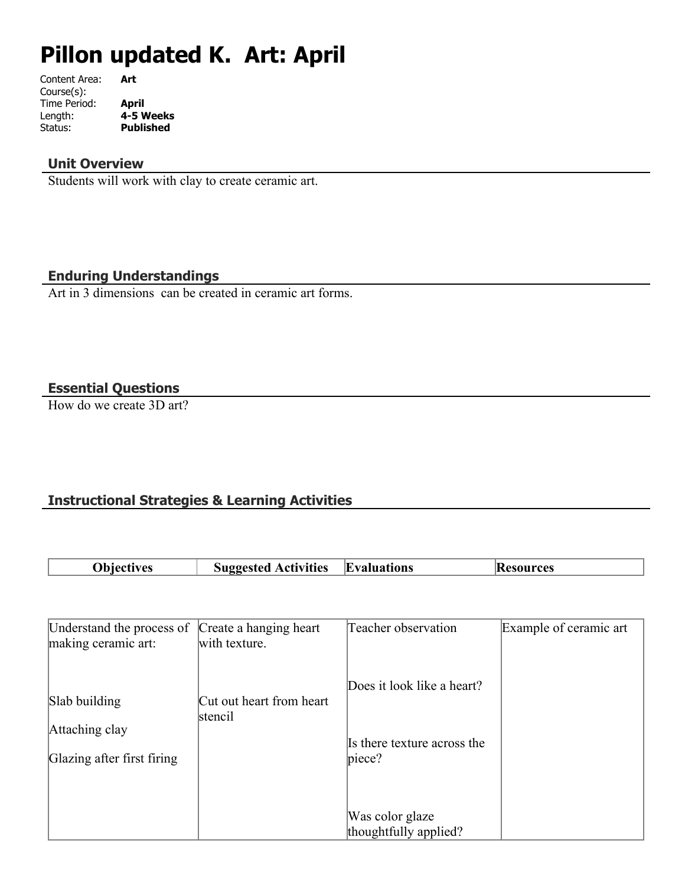# Pillon updated K. Art: April

Content Area: **Art**
Course(s):
Time Period: **April**
Length: **4-5 Weeks**
Status: **Published**

## Unit Overview

Students will work with clay to create ceramic art.

## Enduring Understandings

Art in 3 dimensions can be created in ceramic art forms.

## Essential Questions

How do we create 3D art?

## Instructional Strategies & Learning Activities

| Objectives | Suggested Activities | Evaluations | Resources |
|---|---|---|---|
| Understand the process of making ceramic art:<br><br>Slab building<br><br>Attaching clay<br><br>Glazing after first firing | Create a hanging heart with texture.<br><br>Cut out heart from heart stencil | Teacher observation<br><br>Does it look like a heart?<br><br>Is there texture across the piece?<br><br>Was color glaze thoughtfully applied? | Example of ceramic art |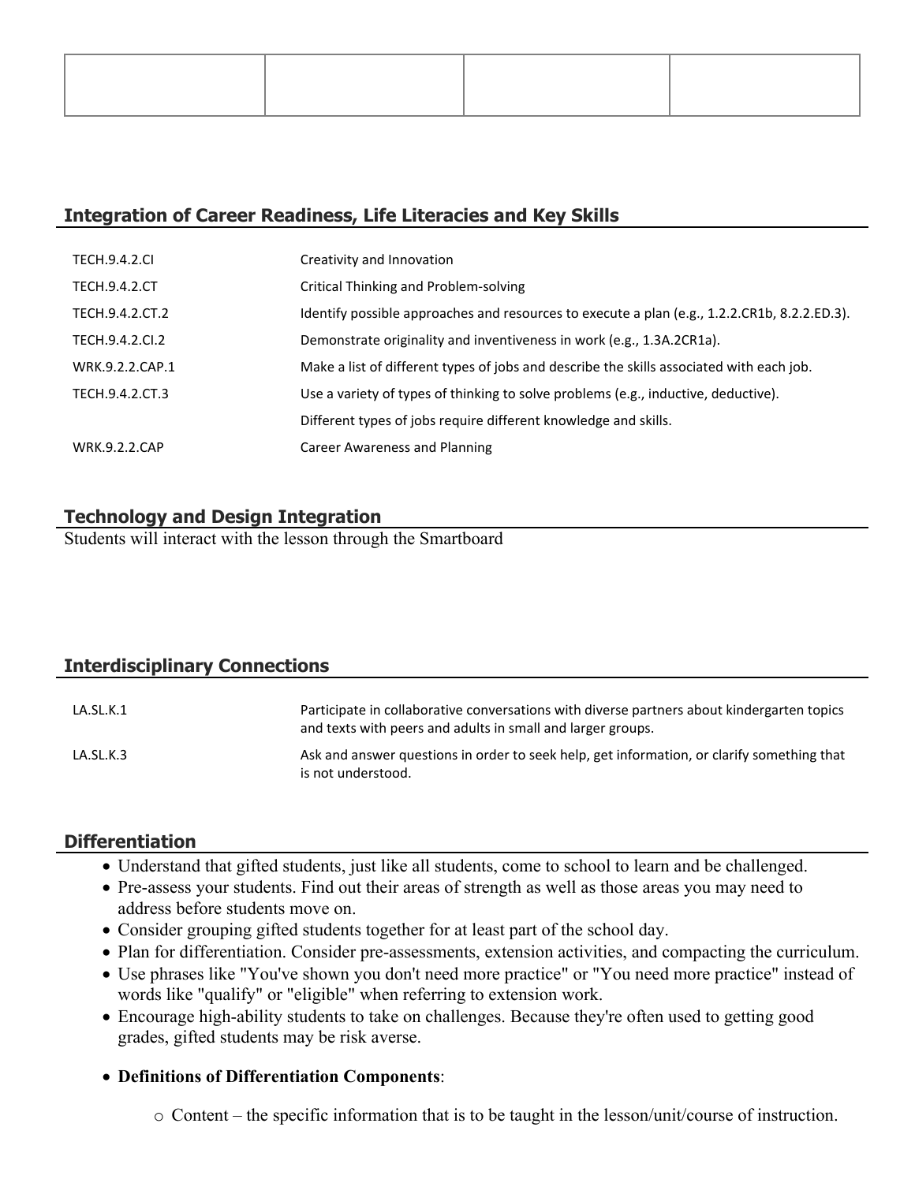| | | | |
|---|---|---|---|
| | | | |

## Integration of Career Readiness, Life Literacies and Key Skills

| | |
|---|---|
| TECH.9.4.2.CI | Creativity and Innovation |
| TECH.9.4.2.CT | Critical Thinking and Problem-solving |
| TECH.9.4.2.CT.2 | Identify possible approaches and resources to execute a plan (e.g., 1.2.2.CR1b, 8.2.2.ED.3). |
| TECH.9.4.2.CI.2 | Demonstrate originality and inventiveness in work (e.g., 1.3A.2CR1a). |
| WRK.9.2.2.CAP.1 | Make a list of different types of jobs and describe the skills associated with each job. |
| TECH.9.4.2.CT.3 | Use a variety of types of thinking to solve problems (e.g., inductive, deductive). |
| | Different types of jobs require different knowledge and skills. |
| WRK.9.2.2.CAP | Career Awareness and Planning |

## Technology and Design Integration

Students will interact with the lesson through the Smartboard

## Interdisciplinary Connections

| | |
|---|---|
| LA.SL.K.1 | Participate in collaborative conversations with diverse partners about kindergarten topics and texts with peers and adults in small and larger groups. |
| LA.SL.K.3 | Ask and answer questions in order to seek help, get information, or clarify something that is not understood. |

## Differentiation

- Understand that gifted students, just like all students, come to school to learn and be challenged.
- Pre-assess your students. Find out their areas of strength as well as those areas you may need to address before students move on.
- Consider grouping gifted students together for at least part of the school day.
- Plan for differentiation. Consider pre-assessments, extension activities, and compacting the curriculum.
- Use phrases like "You've shown you don't need more practice" or "You need more practice" instead of words like "qualify" or "eligible" when referring to extension work.
- Encourage high-ability students to take on challenges. Because they're often used to getting good grades, gifted students may be risk averse.
- **Definitions of Differentiation Components**:
  - Content – the specific information that is to be taught in the lesson/unit/course of instruction.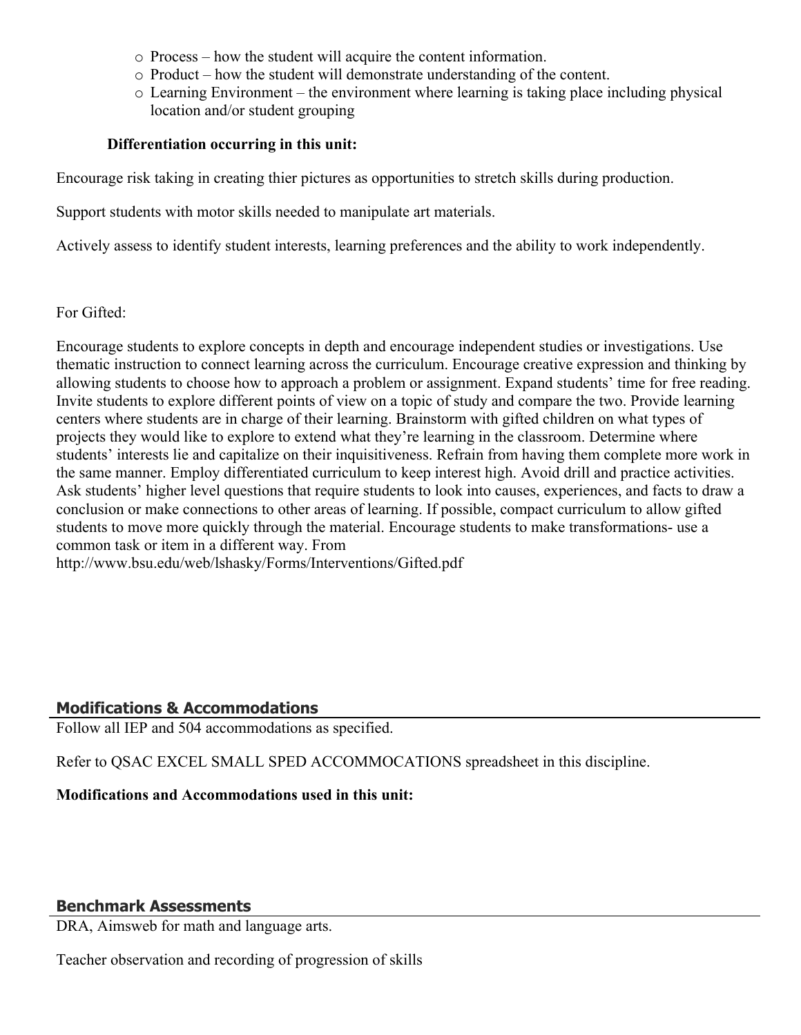- Process – how the student will acquire the content information.
- Product – how the student will demonstrate understanding of the content.
- Learning Environment – the environment where learning is taking place including physical location and/or student grouping

**Differentiation occurring in this unit:**

Encourage risk taking in creating thier pictures as opportunities to stretch skills during production.

Support students with motor skills needed to manipulate art materials.

Actively assess to identify student interests, learning preferences and the ability to work independently.

For Gifted:

Encourage students to explore concepts in depth and encourage independent studies or investigations. Use thematic instruction to connect learning across the curriculum. Encourage creative expression and thinking by allowing students to choose how to approach a problem or assignment. Expand students' time for free reading. Invite students to explore different points of view on a topic of study and compare the two. Provide learning centers where students are in charge of their learning. Brainstorm with gifted children on what types of projects they would like to explore to extend what they're learning in the classroom. Determine where students' interests lie and capitalize on their inquisitiveness. Refrain from having them complete more work in the same manner. Employ differentiated curriculum to keep interest high. Avoid drill and practice activities. Ask students' higher level questions that require students to look into causes, experiences, and facts to draw a conclusion or make connections to other areas of learning. If possible, compact curriculum to allow gifted students to move more quickly through the material. Encourage students to make transformations- use a common task or item in a different way. From http://www.bsu.edu/web/lshasky/Forms/Interventions/Gifted.pdf

## Modifications & Accommodations

Follow all IEP and 504 accommodations as specified.

Refer to QSAC EXCEL SMALL SPED ACCOMMOCATIONS spreadsheet in this discipline.

**Modifications and Accommodations used in this unit:**

## Benchmark Assessments

DRA, Aimsweb for math and language arts.

Teacher observation and recording of progression of skills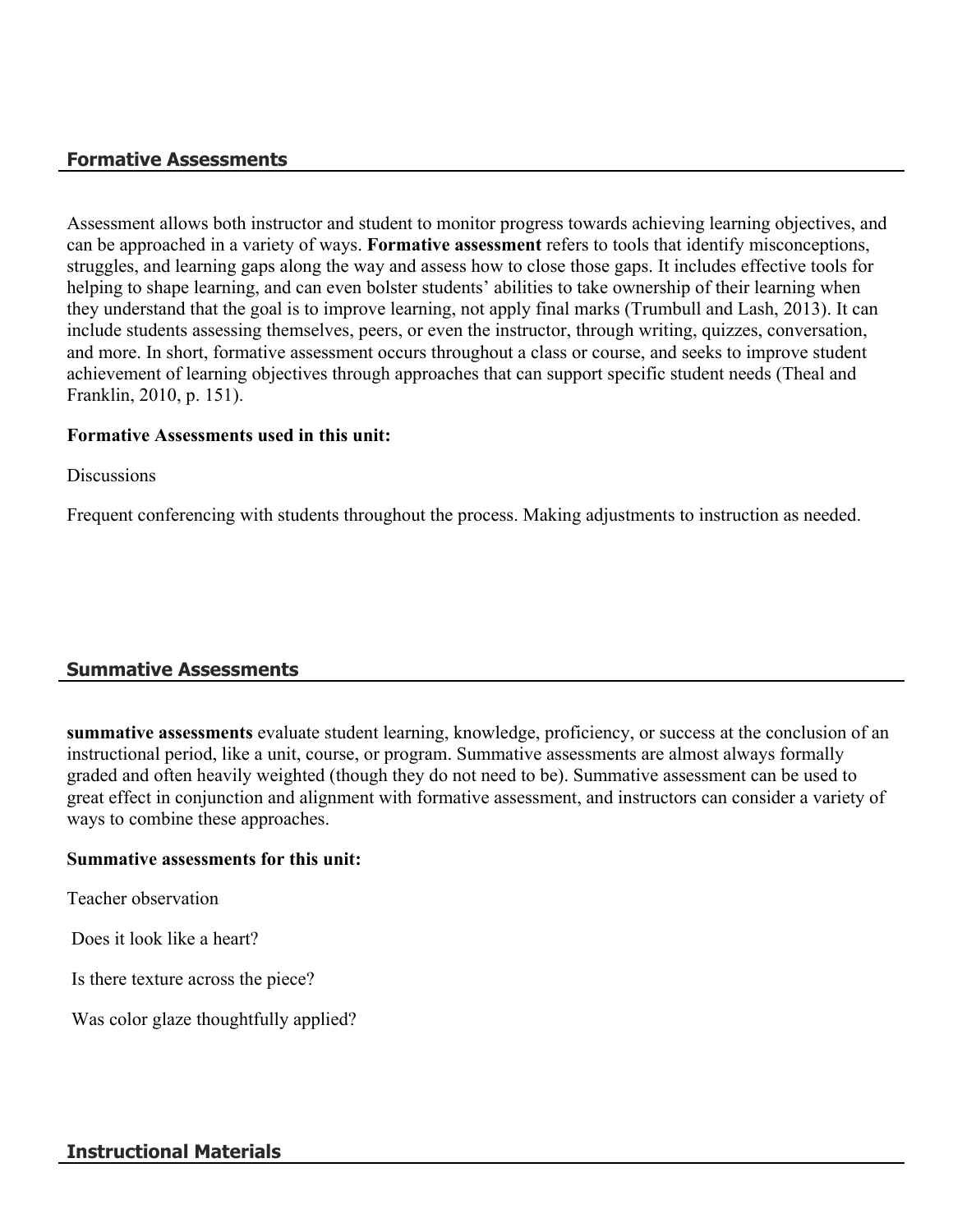## Formative Assessments

Assessment allows both instructor and student to monitor progress towards achieving learning objectives, and can be approached in a variety of ways. **Formative assessment** refers to tools that identify misconceptions, struggles, and learning gaps along the way and assess how to close those gaps. It includes effective tools for helping to shape learning, and can even bolster students' abilities to take ownership of their learning when they understand that the goal is to improve learning, not apply final marks (Trumbull and Lash, 2013). It can include students assessing themselves, peers, or even the instructor, through writing, quizzes, conversation, and more. In short, formative assessment occurs throughout a class or course, and seeks to improve student achievement of learning objectives through approaches that can support specific student needs (Theal and Franklin, 2010, p. 151).

**Formative Assessments used in this unit:**

Discussions

Frequent conferencing with students throughout the process. Making adjustments to instruction as needed.

## Summative Assessments

**summative assessments** evaluate student learning, knowledge, proficiency, or success at the conclusion of an instructional period, like a unit, course, or program. Summative assessments are almost always formally graded and often heavily weighted (though they do not need to be). Summative assessment can be used to great effect in conjunction and alignment with formative assessment, and instructors can consider a variety of ways to combine these approaches.

**Summative assessments for this unit:**

Teacher observation

Does it look like a heart?

Is there texture across the piece?

Was color glaze thoughtfully applied?

## Instructional Materials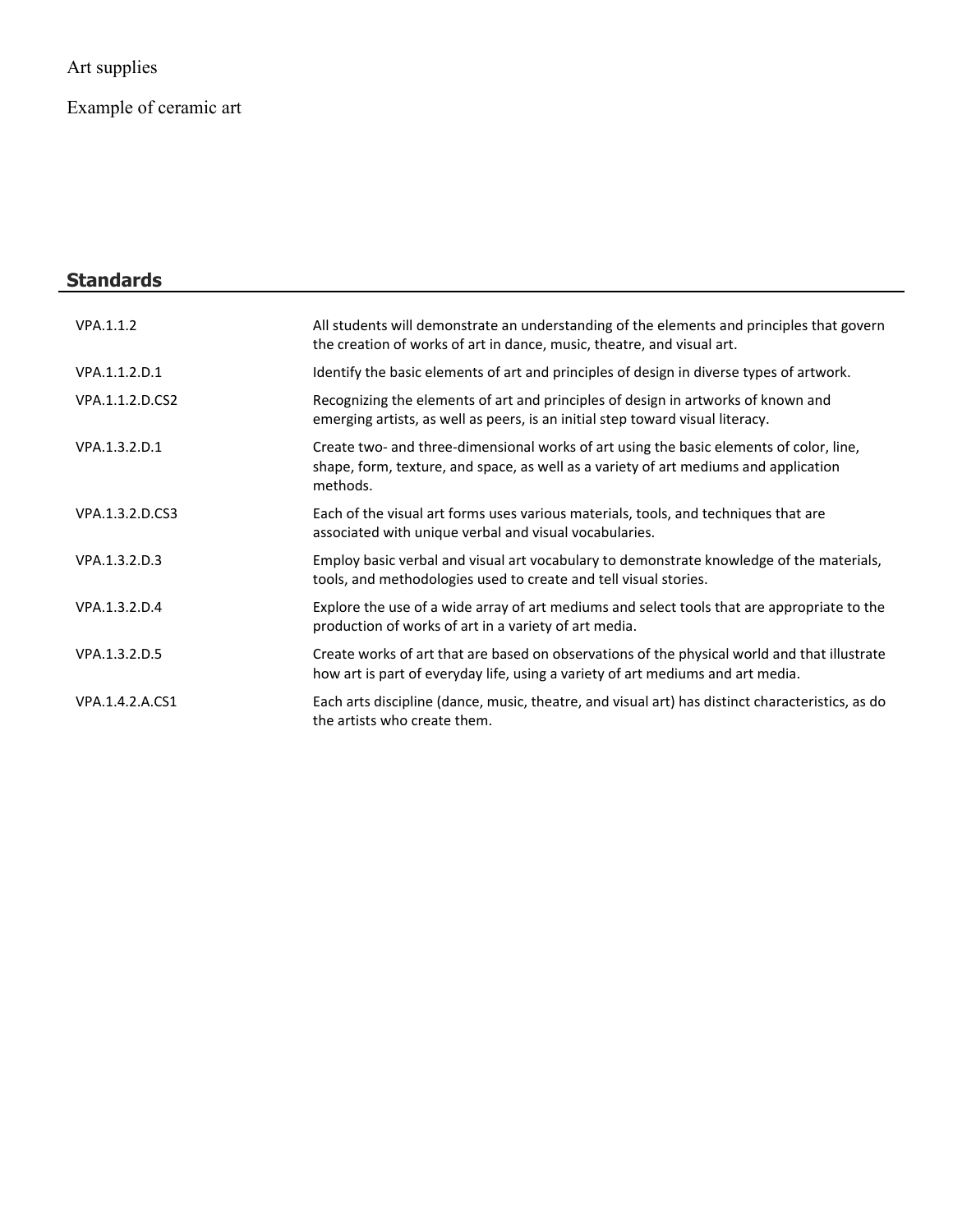Art supplies

Example of ceramic art

## Standards

| | |
|---|---|
| VPA.1.1.2 | All students will demonstrate an understanding of the elements and principles that govern the creation of works of art in dance, music, theatre, and visual art. |
| VPA.1.1.2.D.1 | Identify the basic elements of art and principles of design in diverse types of artwork. |
| VPA.1.1.2.D.CS2 | Recognizing the elements of art and principles of design in artworks of known and emerging artists, as well as peers, is an initial step toward visual literacy. |
| VPA.1.3.2.D.1 | Create two- and three-dimensional works of art using the basic elements of color, line, shape, form, texture, and space, as well as a variety of art mediums and application methods. |
| VPA.1.3.2.D.CS3 | Each of the visual art forms uses various materials, tools, and techniques that are associated with unique verbal and visual vocabularies. |
| VPA.1.3.2.D.3 | Employ basic verbal and visual art vocabulary to demonstrate knowledge of the materials, tools, and methodologies used to create and tell visual stories. |
| VPA.1.3.2.D.4 | Explore the use of a wide array of art mediums and select tools that are appropriate to the production of works of art in a variety of art media. |
| VPA.1.3.2.D.5 | Create works of art that are based on observations of the physical world and that illustrate how art is part of everyday life, using a variety of art mediums and art media. |
| VPA.1.4.2.A.CS1 | Each arts discipline (dance, music, theatre, and visual art) has distinct characteristics, as do the artists who create them. |